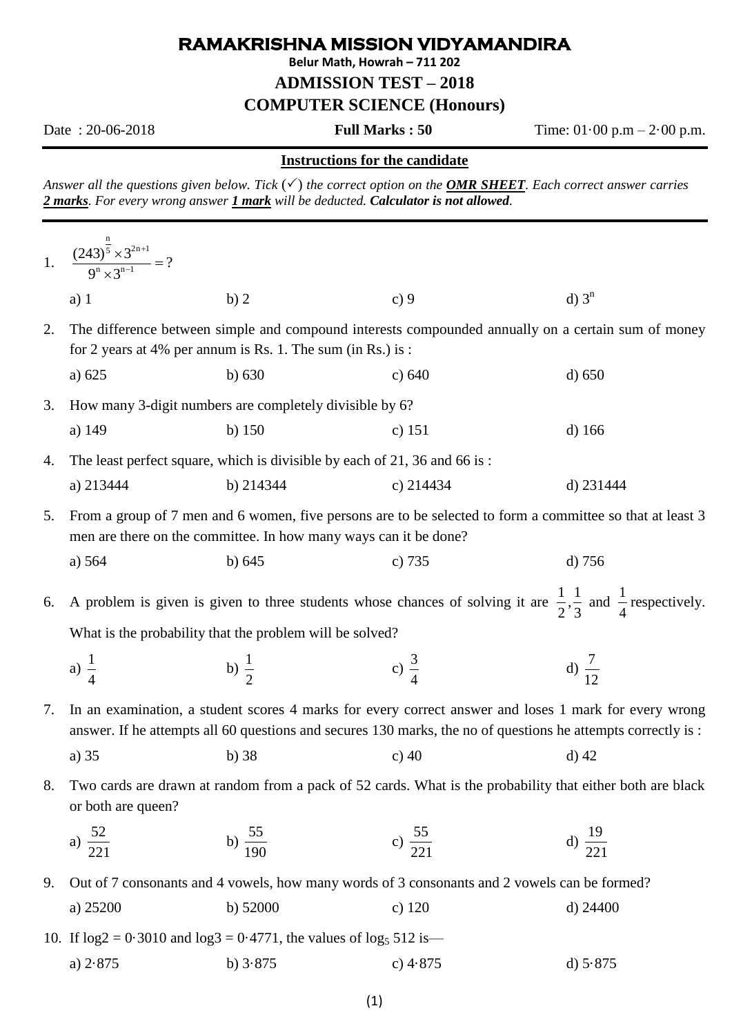# RAMAKRISHNA MISSION VIDYAMANDIRA

**Belur Math, Howrah – 711 202**

## ADMISSION TEST – 2018

## COMPUTER SCIENCE (Honours)

Date : 20-06-2018 **Full Marks : 50** Time: 01·00 p.m – 2·00 p.m.

---

**Instructions for the candidate**

*Answer all the questions given below. Tick ($\checkmark$) the correct option on the **OMR SHEET**. Each correct answer carries **2 marks**. For every wrong answer **1 mark** will be deducted. **Calculator is not allowed**.*

---

1. $\dfrac{(243)^{\frac{n}{5}} \times 3^{2n+1}}{9^n \times 3^{n-1}} = ?$

   a) 1  b) 2  c) 9  d) $3^n$

2. The difference between simple and compound interests compounded annually on a certain sum of money for 2 years at 4% per annum is Rs. 1. The sum (in Rs.) is :

   a) 625  b) 630  c) 640  d) 650

3. How many 3-digit numbers are completely divisible by 6?

   a) 149  b) 150  c) 151  d) 166

4. The least perfect square, which is divisible by each of 21, 36 and 66 is :

   a) 213444  b) 214344  c) 214434  d) 231444

5. From a group of 7 men and 6 women, five persons are to be selected to form a committee so that at least 3 men are there on the committee. In how many ways can it be done?

   a) 564  b) 645  c) 735  d) 756

6. A problem is given is given to three students whose chances of solving it are $\frac{1}{2}, \frac{1}{3}$ and $\frac{1}{4}$ respectively. What is the probability that the problem will be solved?

   a) $\frac{1}{4}$  b) $\frac{1}{2}$  c) $\frac{3}{4}$  d) $\frac{7}{12}$

7. In an examination, a student scores 4 marks for every correct answer and loses 1 mark for every wrong answer. If he attempts all 60 questions and secures 130 marks, the no of questions he attempts correctly is :

   a) 35  b) 38  c) 40  d) 42

8. Two cards are drawn at random from a pack of 52 cards. What is the probability that either both are black or both are queen?

   a) $\frac{52}{221}$  b) $\frac{55}{190}$  c) $\frac{55}{221}$  d) $\frac{19}{221}$

9. Out of 7 consonants and 4 vowels, how many words of 3 consonants and 2 vowels can be formed?

   a) 25200  b) 52000  c) 120  d) 24400

10. If log2 = 0·3010 and log3 = 0·4771, the values of $\log_5 512$ is—

    a) 2·875  b) 3·875  c) 4·875  d) 5·875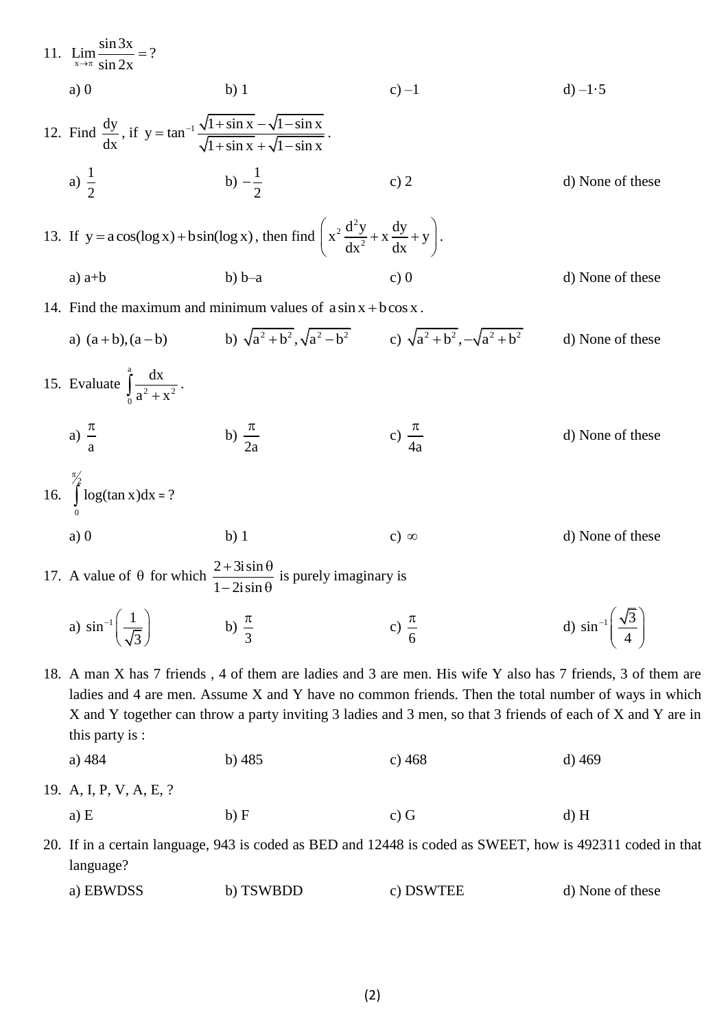11. $\lim\limits_{x \to \pi} \dfrac{\sin 3x}{\sin 2x} = ?$

    a) 0 &emsp; b) 1 &emsp; c) $-1$ &emsp; d) $-1{\cdot}5$

12. Find $\dfrac{dy}{dx}$, if $y = \tan^{-1} \dfrac{\sqrt{1+\sin x} - \sqrt{1-\sin x}}{\sqrt{1+\sin x} + \sqrt{1-\sin x}}$.

    a) $\dfrac{1}{2}$ &emsp; b) $-\dfrac{1}{2}$ &emsp; c) 2 &emsp; d) None of these

13. If $y = a\cos(\log x) + b\sin(\log x)$, then find $\left( x^2 \dfrac{d^2y}{dx^2} + x\dfrac{dy}{dx} + y \right)$.

    a) a+b &emsp; b) b–a &emsp; c) 0 &emsp; d) None of these

14. Find the maximum and minimum values of $a\sin x + b\cos x$.

    a) $(a+b), (a-b)$ &emsp; b) $\sqrt{a^2+b^2}, \sqrt{a^2-b^2}$ &emsp; c) $\sqrt{a^2+b^2}, -\sqrt{a^2+b^2}$ &emsp; d) None of these

15. Evaluate $\displaystyle\int_0^a \frac{dx}{a^2+x^2}$.

    a) $\dfrac{\pi}{a}$ &emsp; b) $\dfrac{\pi}{2a}$ &emsp; c) $\dfrac{\pi}{4a}$ &emsp; d) None of these

16. $\displaystyle\int_0^{\pi/2} \log(\tan x)dx = ?$

    a) 0 &emsp; b) 1 &emsp; c) $\infty$ &emsp; d) None of these

17. A value of $\theta$ for which $\dfrac{2+3i\sin\theta}{1-2i\sin\theta}$ is purely imaginary is

    a) $\sin^{-1}\left(\dfrac{1}{\sqrt{3}}\right)$ &emsp; b) $\dfrac{\pi}{3}$ &emsp; c) $\dfrac{\pi}{6}$ &emsp; d) $\sin^{-1}\left(\dfrac{\sqrt{3}}{4}\right)$

18. A man X has 7 friends , 4 of them are ladies and 3 are men. His wife Y also has 7 friends, 3 of them are ladies and 4 are men. Assume X and Y have no common friends. Then the total number of ways in which X and Y together can throw a party inviting 3 ladies and 3 men, so that 3 friends of each of X and Y are in this party is :

    a) 484 &emsp; b) 485 &emsp; c) 468 &emsp; d) 469

19. A, I, P, V, A, E, ?

    a) E &emsp; b) F &emsp; c) G &emsp; d) H

20. If in a certain language, 943 is coded as BED and 12448 is coded as SWEET, how is 492311 coded in that language?

    a) EBWDSS &emsp; b) TSWBDD &emsp; c) DSWTEE &emsp; d) None of these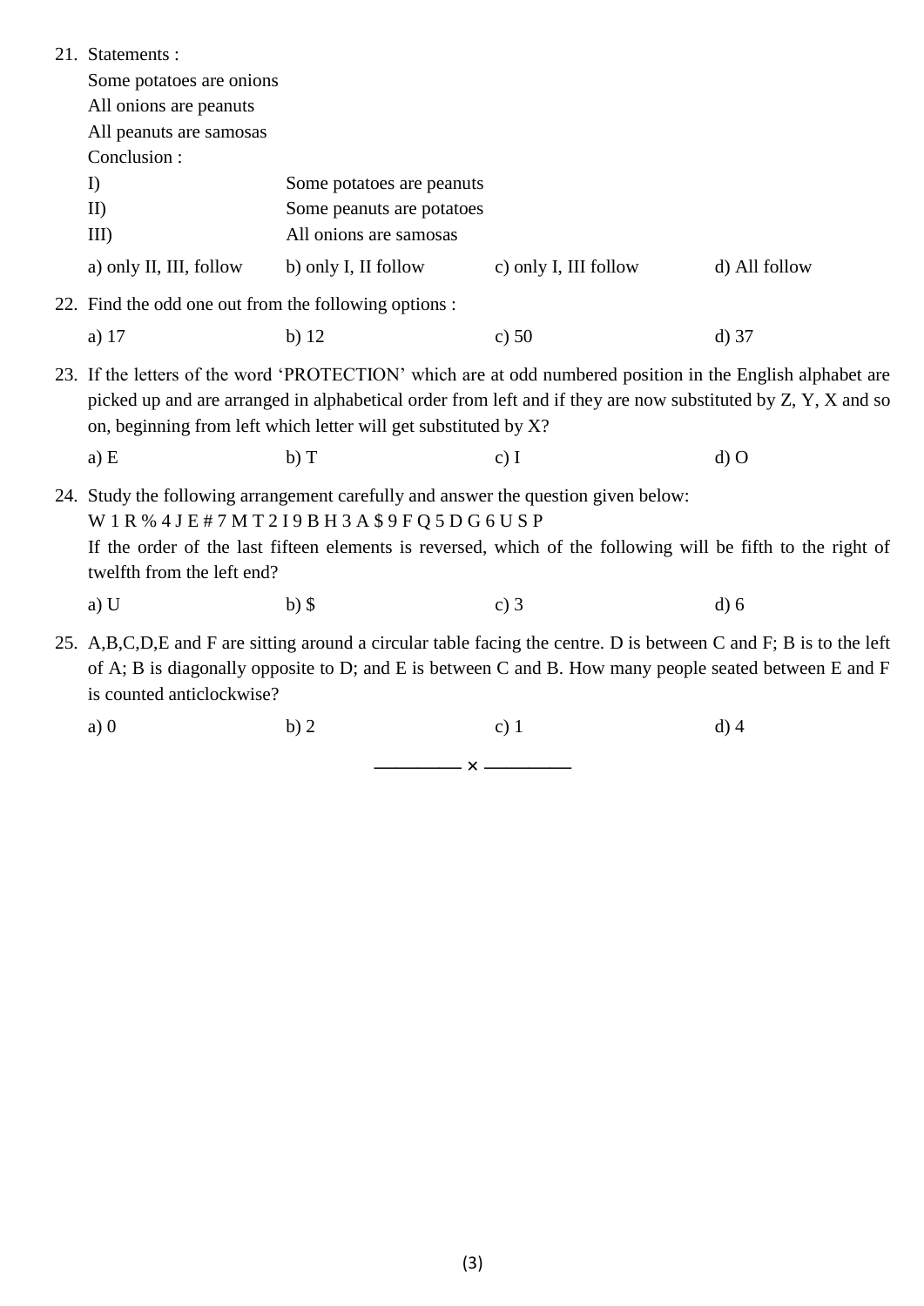21. Statements :

    Some potatoes are onions

    All onions are peanuts

    All peanuts are samosas

    Conclusion :

    I) Some potatoes are peanuts

    II) Some peanuts are potatoes

    III) All onions are samosas

    a) only II, III, follow  b) only I, II follow  c) only I, III follow  d) All follow

22. Find the odd one out from the following options :

    a) 17  b) 12  c) 50  d) 37

23. If the letters of the word 'PROTECTION' which are at odd numbered position in the English alphabet are picked up and are arranged in alphabetical order from left and if they are now substituted by Z, Y, X and so on, beginning from left which letter will get substituted by X?

    a) E  b) T  c) I  d) O

24. Study the following arrangement carefully and answer the question given below:

    W 1 R % 4 J E # 7 M T 2 I 9 B H 3 A $ 9 F Q 5 D G 6 U S P

    If the order of the last fifteen elements is reversed, which of the following will be fifth to the right of twelfth from the left end?

    a) U  b) $  c) 3  d) 6

25. A,B,C,D,E and F are sitting around a circular table facing the centre. D is between C and F; B is to the left of A; B is diagonally opposite to D; and E is between C and B. How many people seated between E and F is counted anticlockwise?

    a) 0  b) 2  c) 1  d) 4

———— × ————